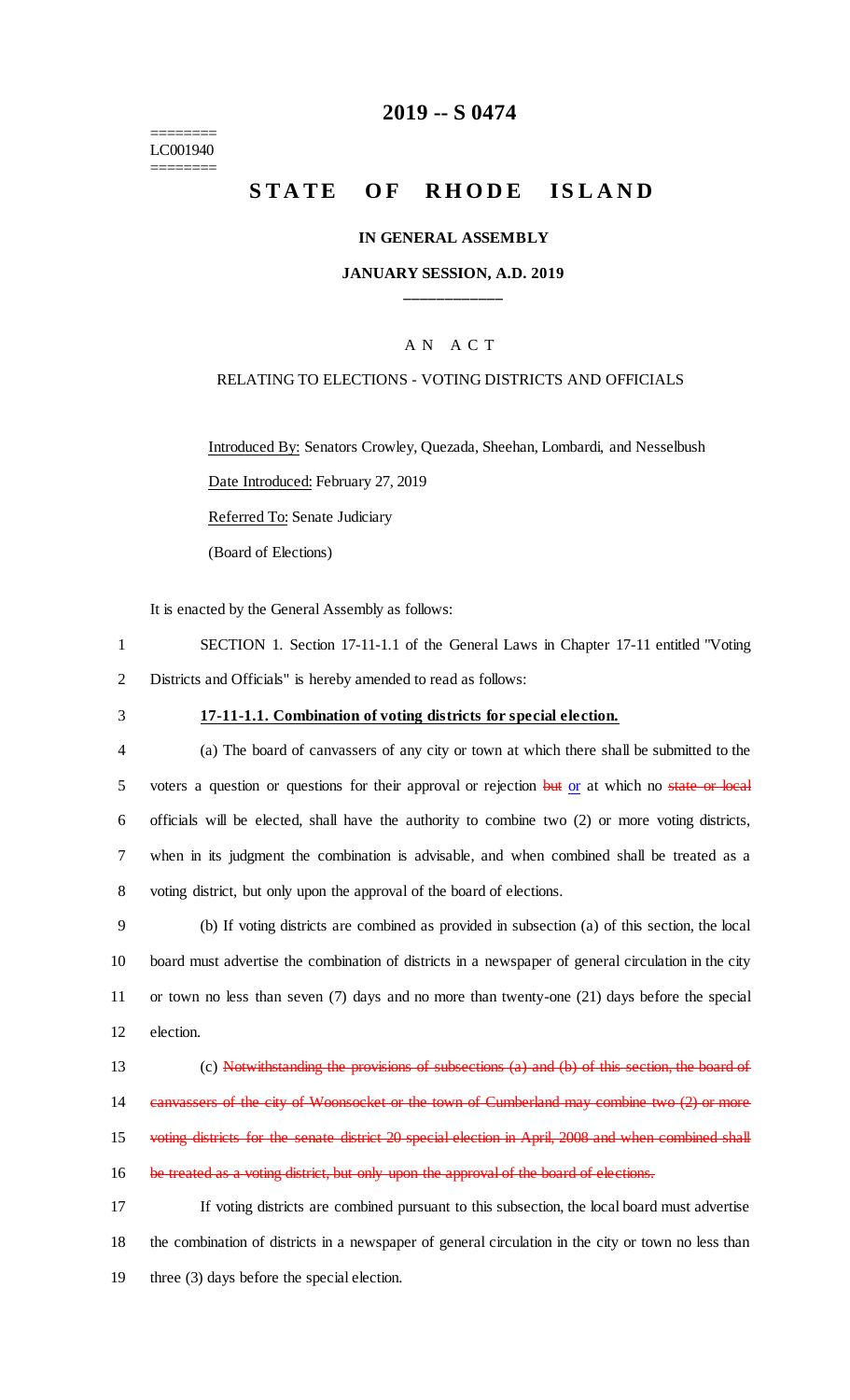========
LC001940
========

# 2019 -- S 0474

# STATE OF RHODE ISLAND

### IN GENERAL ASSEMBLY

### JANUARY SESSION, A.D. 2019

____________

A N A C T

RELATING TO ELECTIONS - VOTING DISTRICTS AND OFFICIALS

Introduced By: Senators Crowley, Quezada, Sheehan, Lombardi, and Nesselbush

Date Introduced: February 27, 2019

Referred To: Senate Judiciary

(Board of Elections)

It is enacted by the General Assembly as follows:

1 SECTION 1. Section 17-11-1.1 of the General Laws in Chapter 17-11 entitled "Voting
2 Districts and Officials" is hereby amended to read as follows:

3 **17-11-1.1. Combination of voting districts for special election.**

4 (a) The board of canvassers of any city or town at which there shall be submitted to the
5 voters a question or questions for their approval or rejection ~~but~~ or at which no ~~state or local~~
6 officials will be elected, shall have the authority to combine two (2) or more voting districts,
7 when in its judgment the combination is advisable, and when combined shall be treated as a
8 voting district, but only upon the approval of the board of elections.

9 (b) If voting districts are combined as provided in subsection (a) of this section, the local
10 board must advertise the combination of districts in a newspaper of general circulation in the city
11 or town no less than seven (7) days and no more than twenty-one (21) days before the special
12 election.

13 (c) ~~Notwithstanding the provisions of subsections (a) and (b) of this section, the board of~~
14 ~~canvassers of the city of Woonsocket or the town of Cumberland may combine two (2) or more~~
15 ~~voting districts for the senate district 20 special election in April, 2008 and when combined shall~~
16 ~~be treated as a voting district, but only upon the approval of the board of elections.~~

17 If voting districts are combined pursuant to this subsection, the local board must advertise
18 the combination of districts in a newspaper of general circulation in the city or town no less than
19 three (3) days before the special election.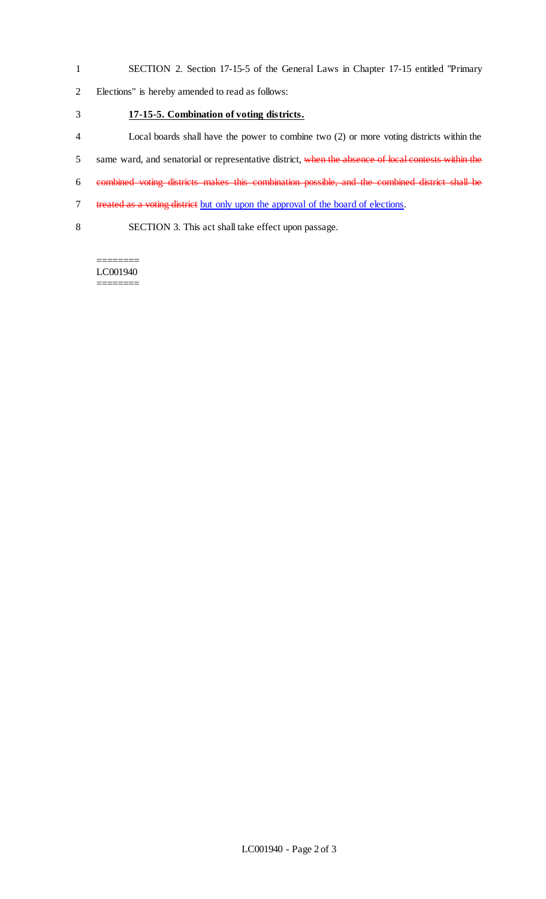SECTION 2. Section 17-15-5 of the General Laws in Chapter 17-15 entitled "Primary Elections" is hereby amended to read as follows:

**17-15-5. Combination of voting districts.**

Local boards shall have the power to combine two (2) or more voting districts within the same ward, and senatorial or representative district, ~~when the absence of local contests within the combined voting districts makes this combination possible, and the combined district shall be treated as a voting district~~ but only upon the approval of the board of elections.

SECTION 3. This act shall take effect upon passage.

========
LC001940
========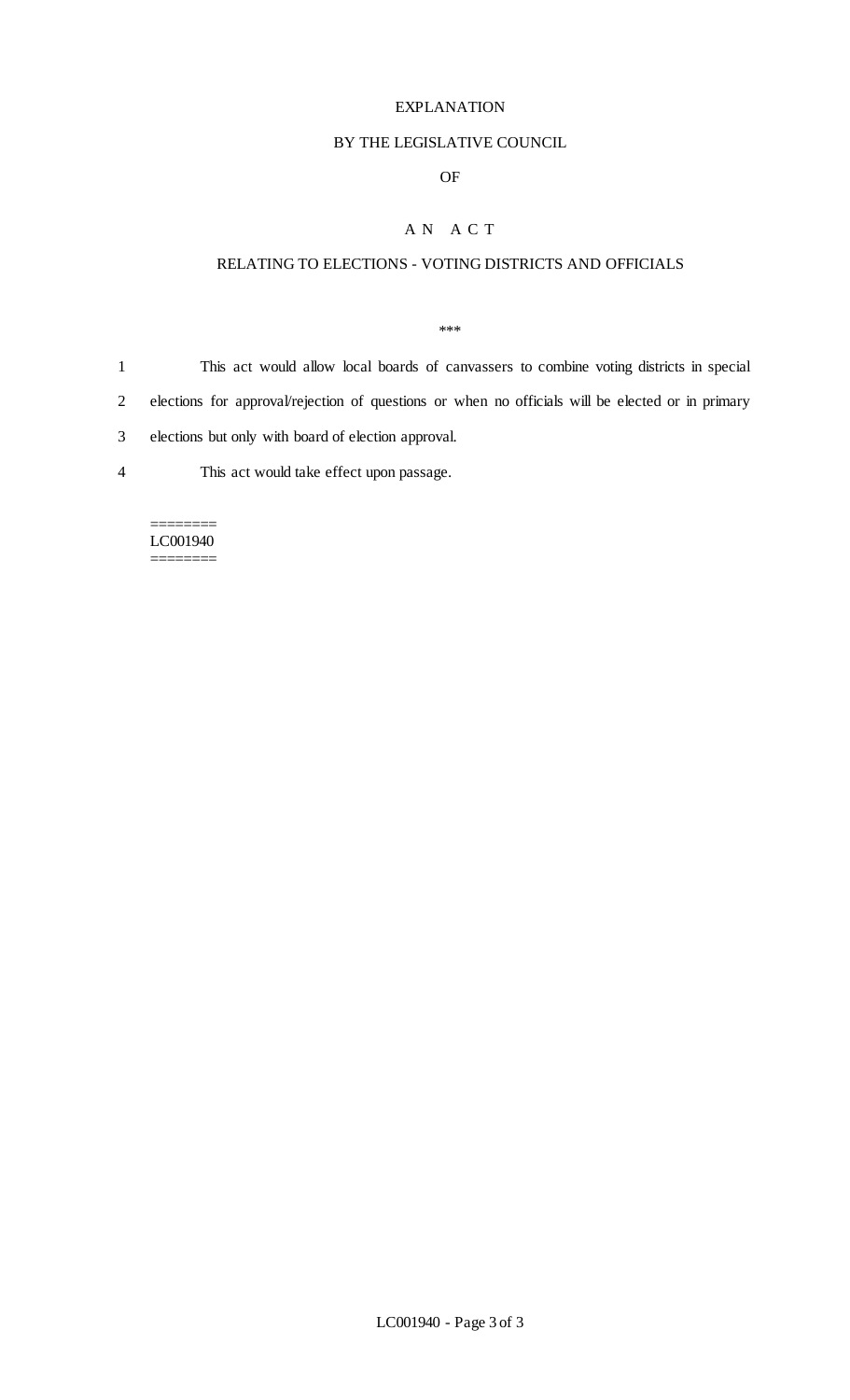EXPLANATION

BY THE LEGISLATIVE COUNCIL

OF

A N A C T

RELATING TO ELECTIONS - VOTING DISTRICTS AND OFFICIALS

\*\*\*

1 This act would allow local boards of canvassers to combine voting districts in special
2 elections for approval/rejection of questions or when no officials will be elected or in primary
3 elections but only with board of election approval.
4 This act would take effect upon passage.

========
LC001940
========